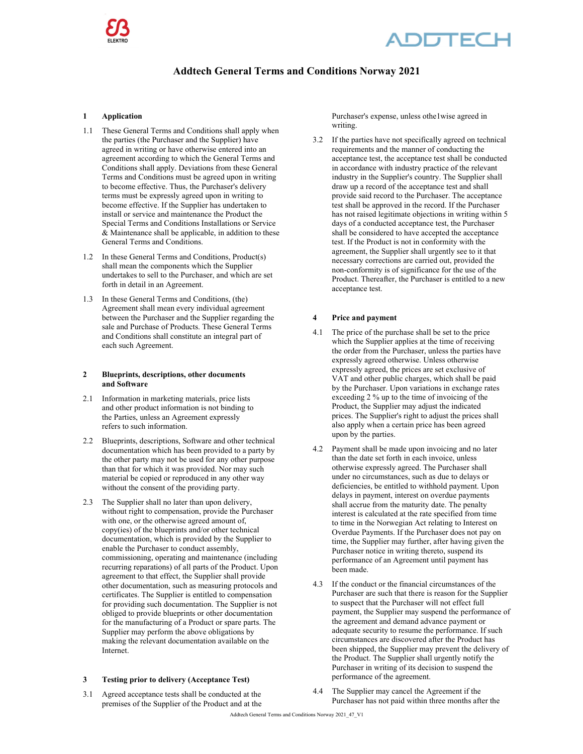# Addtech General Terms and Conditions Norway 2021

## 1 Application

1.1 These General Terms and Conditions shall apply when the parties (the Purchaser and the Supplier) have agreed in writing or have otherwise entered into an agreement according to which the General Terms and Conditions shall apply. Deviations from these General Terms and Conditions must be agreed upon in writing to become effective. Thus, the Purchaser's delivery terms must be expressly agreed upon in writing to become effective. If the Supplier has undertaken to install or service and maintenance the Product the Special Terms and Conditions Installations or Service & Maintenance shall be applicable, in addition to these General Terms and Conditions.

1.2 In these General Terms and Conditions, Product(s) shall mean the components which the Supplier undertakes to sell to the Purchaser, and which are set forth in detail in an Agreement.

1.3 In these General Terms and Conditions, (the) Agreement shall mean every individual agreement between the Purchaser and the Supplier regarding the sale and Purchase of Products. These General Terms and Conditions shall constitute an integral part of each such Agreement.

## 2 Blueprints, descriptions, other documents and Software

2.1 Information in marketing materials, price lists and other product information is not binding to the Parties, unless an Agreement expressly refers to such information.

2.2 Blueprints, descriptions, Software and other technical documentation which has been provided to a party by the other party may not be used for any other purpose than that for which it was provided. Nor may such material be copied or reproduced in any other way without the consent of the providing party.

2.3 The Supplier shall no later than upon delivery, without right to compensation, provide the Purchaser with one, or the otherwise agreed amount of, copy(ies) of the blueprints and/or other technical documentation, which is provided by the Supplier to enable the Purchaser to conduct assembly, commissioning, operating and maintenance (including recurring reparations) of all parts of the Product. Upon agreement to that effect, the Supplier shall provide other documentation, such as measuring protocols and certificates. The Supplier is entitled to compensation for providing such documentation. The Supplier is not obliged to provide blueprints or other documentation for the manufacturing of a Product or spare parts. The Supplier may perform the above obligations by making the relevant documentation available on the Internet.

## 3 Testing prior to delivery (Acceptance Test)

3.1 Agreed acceptance tests shall be conducted at the premises of the Supplier of the Product and at the Purchaser's expense, unless othe1wise agreed in writing.

3.2 If the parties have not specifically agreed on technical requirements and the manner of conducting the acceptance test, the acceptance test shall be conducted in accordance with industry practice of the relevant industry in the Supplier's country. The Supplier shall draw up a record of the acceptance test and shall provide said record to the Purchaser. The acceptance test shall be approved in the record. If the Purchaser has not raised legitimate objections in writing within 5 days of a conducted acceptance test, the Purchaser shall be considered to have accepted the acceptance test. If the Product is not in conformity with the agreement, the Supplier shall urgently see to it that necessary corrections are carried out, provided the non-conformity is of significance for the use of the Product. Thereafter, the Purchaser is entitled to a new acceptance test.

## 4 Price and payment

4.1 The price of the purchase shall be set to the price which the Supplier applies at the time of receiving the order from the Purchaser, unless the parties have expressly agreed otherwise. Unless otherwise expressly agreed, the prices are set exclusive of VAT and other public charges, which shall be paid by the Purchaser. Upon variations in exchange rates exceeding 2 % up to the time of invoicing of the Product, the Supplier may adjust the indicated prices. The Supplier's right to adjust the prices shall also apply when a certain price has been agreed upon by the parties.

4.2 Payment shall be made upon invoicing and no later than the date set forth in each invoice, unless otherwise expressly agreed. The Purchaser shall under no circumstances, such as due to delays or deficiencies, be entitled to withhold payment. Upon delays in payment, interest on overdue payments shall accrue from the maturity date. The penalty interest is calculated at the rate specified from time to time in the Norwegian Act relating to Interest on Overdue Payments. If the Purchaser does not pay on time, the Supplier may further, after having given the Purchaser notice in writing thereto, suspend its performance of an Agreement until payment has been made.

4.3 If the conduct or the financial circumstances of the Purchaser are such that there is reason for the Supplier to suspect that the Purchaser will not effect full payment, the Supplier may suspend the performance of the agreement and demand advance payment or adequate security to resume the performance. If such circumstances are discovered after the Product has been shipped, the Supplier may prevent the delivery of the Product. The Supplier shall urgently notify the Purchaser in writing of its decision to suspend the performance of the agreement.

4.4 The Supplier may cancel the Agreement if the Purchaser has not paid within three months after the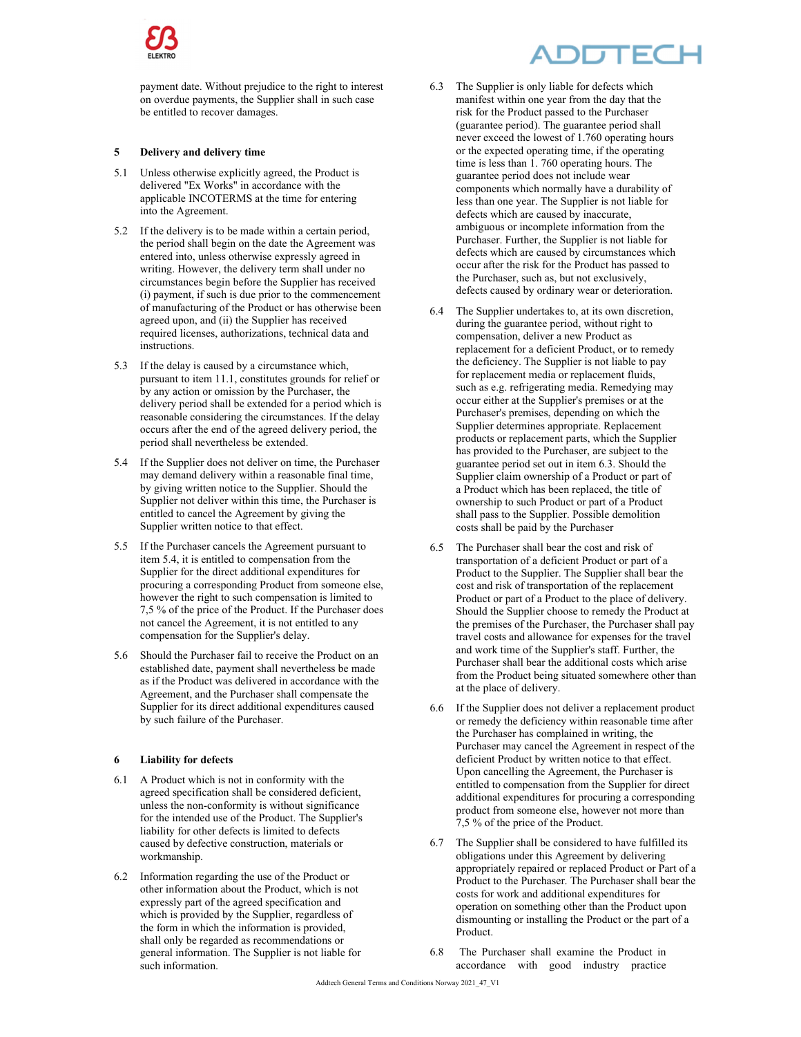payment date. Without prejudice to the right to interest on overdue payments, the Supplier shall in such case be entitled to recover damages.

## 5 Delivery and delivery time

5.1 Unless otherwise explicitly agreed, the Product is delivered "Ex Works" in accordance with the applicable INCOTERMS at the time for entering into the Agreement.

5.2 If the delivery is to be made within a certain period, the period shall begin on the date the Agreement was entered into, unless otherwise expressly agreed in writing. However, the delivery term shall under no circumstances begin before the Supplier has received (i) payment, if such is due prior to the commencement of manufacturing of the Product or has otherwise been agreed upon, and (ii) the Supplier has received required licenses, authorizations, technical data and instructions.

5.3 If the delay is caused by a circumstance which, pursuant to item 11.1, constitutes grounds for relief or by any action or omission by the Purchaser, the delivery period shall be extended for a period which is reasonable considering the circumstances. If the delay occurs after the end of the agreed delivery period, the period shall nevertheless be extended.

5.4 If the Supplier does not deliver on time, the Purchaser may demand delivery within a reasonable final time, by giving written notice to the Supplier. Should the Supplier not deliver within this time, the Purchaser is entitled to cancel the Agreement by giving the Supplier written notice to that effect.

5.5 If the Purchaser cancels the Agreement pursuant to item 5.4, it is entitled to compensation from the Supplier for the direct additional expenditures for procuring a corresponding Product from someone else, however the right to such compensation is limited to 7,5 % of the price of the Product. If the Purchaser does not cancel the Agreement, it is not entitled to any compensation for the Supplier's delay.

5.6 Should the Purchaser fail to receive the Product on an established date, payment shall nevertheless be made as if the Product was delivered in accordance with the Agreement, and the Purchaser shall compensate the Supplier for its direct additional expenditures caused by such failure of the Purchaser.

## 6 Liability for defects

6.1 A Product which is not in conformity with the agreed specification shall be considered deficient, unless the non-conformity is without significance for the intended use of the Product. The Supplier's liability for other defects is limited to defects caused by defective construction, materials or workmanship.

6.2 Information regarding the use of the Product or other information about the Product, which is not expressly part of the agreed specification and which is provided by the Supplier, regardless of the form in which the information is provided, shall only be regarded as recommendations or general information. The Supplier is not liable for such information.

6.3 The Supplier is only liable for defects which manifest within one year from the day that the risk for the Product passed to the Purchaser (guarantee period). The guarantee period shall never exceed the lowest of 1.760 operating hours or the expected operating time, if the operating time is less than 1. 760 operating hours. The guarantee period does not include wear components which normally have a durability of less than one year. The Supplier is not liable for defects which are caused by inaccurate, ambiguous or incomplete information from the Purchaser. Further, the Supplier is not liable for defects which are caused by circumstances which occur after the risk for the Product has passed to the Purchaser, such as, but not exclusively, defects caused by ordinary wear or deterioration.

6.4 The Supplier undertakes to, at its own discretion, during the guarantee period, without right to compensation, deliver a new Product as replacement for a deficient Product, or to remedy the deficiency. The Supplier is not liable to pay for replacement media or replacement fluids, such as e.g. refrigerating media. Remedying may occur either at the Supplier's premises or at the Purchaser's premises, depending on which the Supplier determines appropriate. Replacement products or replacement parts, which the Supplier has provided to the Purchaser, are subject to the guarantee period set out in item 6.3. Should the Supplier claim ownership of a Product or part of a Product which has been replaced, the title of ownership to such Product or part of a Product shall pass to the Supplier. Possible demolition costs shall be paid by the Purchaser

6.5 The Purchaser shall bear the cost and risk of transportation of a deficient Product or part of a Product to the Supplier. The Supplier shall bear the cost and risk of transportation of the replacement Product or part of a Product to the place of delivery. Should the Supplier choose to remedy the Product at the premises of the Purchaser, the Purchaser shall pay travel costs and allowance for expenses for the travel and work time of the Supplier's staff. Further, the Purchaser shall bear the additional costs which arise from the Product being situated somewhere other than at the place of delivery.

6.6 If the Supplier does not deliver a replacement product or remedy the deficiency within reasonable time after the Purchaser has complained in writing, the Purchaser may cancel the Agreement in respect of the deficient Product by written notice to that effect. Upon cancelling the Agreement, the Purchaser is entitled to compensation from the Supplier for direct additional expenditures for procuring a corresponding product from someone else, however not more than 7,5 % of the price of the Product.

6.7 The Supplier shall be considered to have fulfilled its obligations under this Agreement by delivering appropriately repaired or replaced Product or Part of a Product to the Purchaser. The Purchaser shall bear the costs for work and additional expenditures for operation on something other than the Product upon dismounting or installing the Product or the part of a Product.

6.8 The Purchaser shall examine the Product in accordance with good industry practice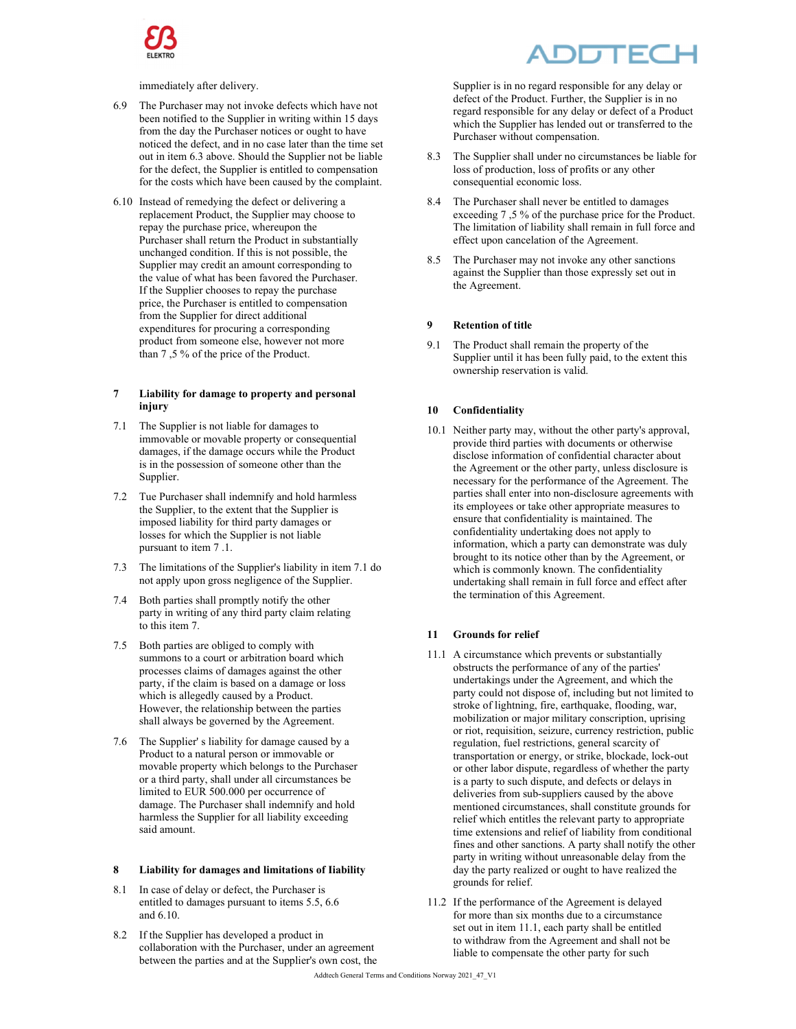immediately after delivery.

6.9 The Purchaser may not invoke defects which have not been notified to the Supplier in writing within 15 days from the day the Purchaser notices or ought to have noticed the defect, and in no case later than the time set out in item 6.3 above. Should the Supplier not be liable for the defect, the Supplier is entitled to compensation for the costs which have been caused by the complaint.

6.10 Instead of remedying the defect or delivering a replacement Product, the Supplier may choose to repay the purchase price, whereupon the Purchaser shall return the Product in substantially unchanged condition. If this is not possible, the Supplier may credit an amount corresponding to the value of what has been favored the Purchaser. If the Supplier chooses to repay the purchase price, the Purchaser is entitled to compensation from the Supplier for direct additional expenditures for procuring a corresponding product from someone else, however not more than 7 ,5 % of the price of the Product.

## 7 Liability for damage to property and personal injury

7.1 The Supplier is not liable for damages to immovable or movable property or consequential damages, if the damage occurs while the Product is in the possession of someone other than the Supplier.

7.2 Tue Purchaser shall indemnify and hold harmless the Supplier, to the extent that the Supplier is imposed liability for third party damages or losses for which the Supplier is not liable pursuant to item 7 .1.

7.3 The limitations of the Supplier's liability in item 7.1 do not apply upon gross negligence of the Supplier.

7.4 Both parties shall promptly notify the other party in writing of any third party claim relating to this item 7.

7.5 Both parties are obliged to comply with summons to a court or arbitration board which processes claims of damages against the other party, if the claim is based on a damage or loss which is allegedly caused by a Product. However, the relationship between the parties shall always be governed by the Agreement.

7.6 The Supplier' s liability for damage caused by a Product to a natural person or immovable or movable property which belongs to the Purchaser or a third party, shall under all circumstances be limited to EUR 500.000 per occurrence of damage. The Purchaser shall indemnify and hold harmless the Supplier for all liability exceeding said amount.

## 8 Liability for damages and limitations of liability

8.1 In case of delay or defect, the Purchaser is entitled to damages pursuant to items 5.5, 6.6 and 6.10.

8.2 If the Supplier has developed a product in collaboration with the Purchaser, under an agreement between the parties and at the Supplier's own cost, the Supplier is in no regard responsible for any delay or defect of the Product. Further, the Supplier is in no regard responsible for any delay or defect of a Product which the Supplier has lended out or transferred to the Purchaser without compensation.

8.3 The Supplier shall under no circumstances be liable for loss of production, loss of profits or any other consequential economic loss.

8.4 The Purchaser shall never be entitled to damages exceeding 7 ,5 % of the purchase price for the Product. The limitation of liability shall remain in full force and effect upon cancelation of the Agreement.

8.5 The Purchaser may not invoke any other sanctions against the Supplier than those expressly set out in the Agreement.

## 9 Retention of title

9.1 The Product shall remain the property of the Supplier until it has been fully paid, to the extent this ownership reservation is valid.

## 10 Confidentiality

10.1 Neither party may, without the other party's approval, provide third parties with documents or otherwise disclose information of confidential character about the Agreement or the other party, unless disclosure is necessary for the performance of the Agreement. The parties shall enter into non-disclosure agreements with its employees or take other appropriate measures to ensure that confidentiality is maintained. The confidentiality undertaking does not apply to information, which a party can demonstrate was duly brought to its notice other than by the Agreement, or which is commonly known. The confidentiality undertaking shall remain in full force and effect after the termination of this Agreement.

## 11 Grounds for relief

11.1 A circumstance which prevents or substantially obstructs the performance of any of the parties' undertakings under the Agreement, and which the party could not dispose of, including but not limited to stroke of lightning, fire, earthquake, flooding, war, mobilization or major military conscription, uprising or riot, requisition, seizure, currency restriction, public regulation, fuel restrictions, general scarcity of transportation or energy, or strike, blockade, lock-out or other labor dispute, regardless of whether the party is a party to such dispute, and defects or delays in deliveries from sub-suppliers caused by the above mentioned circumstances, shall constitute grounds for relief which entitles the relevant party to appropriate time extensions and relief of liability from conditional fines and other sanctions. A party shall notify the other party in writing without unreasonable delay from the day the party realized or ought to have realized the grounds for relief.

11.2 If the performance of the Agreement is delayed for more than six months due to a circumstance set out in item 11.1, each party shall be entitled to withdraw from the Agreement and shall not be liable to compensate the other party for such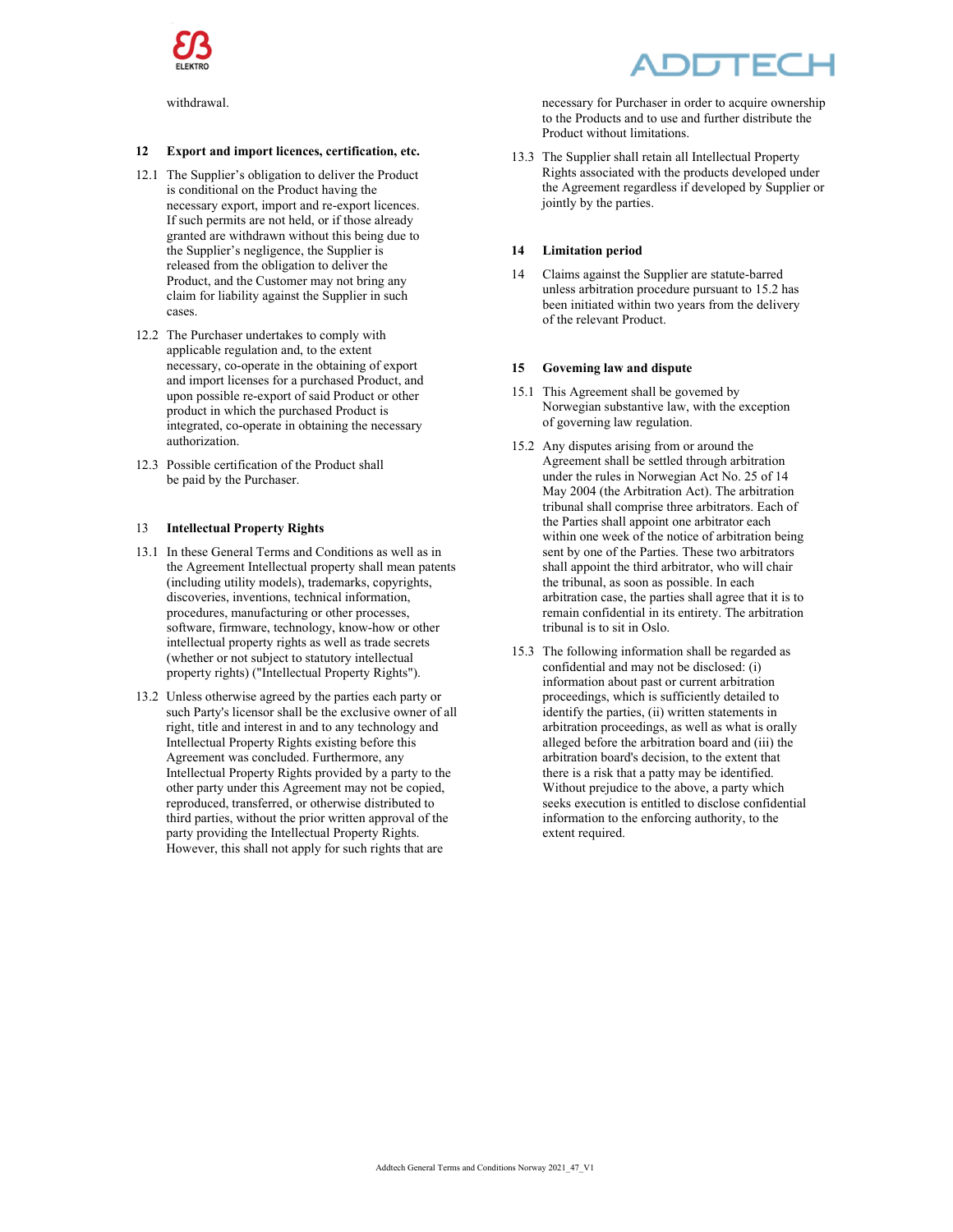withdrawal.

## 12 Export and import licences, certification, etc.

12.1 The Supplier's obligation to deliver the Product is conditional on the Product having the necessary export, import and re-export licences. If such permits are not held, or if those already granted are withdrawn without this being due to the Supplier's negligence, the Supplier is released from the obligation to deliver the Product, and the Customer may not bring any claim for liability against the Supplier in such cases.

12.2 The Purchaser undertakes to comply with applicable regulation and, to the extent necessary, co-operate in the obtaining of export and import licenses for a purchased Product, and upon possible re-export of said Product or other product in which the purchased Product is integrated, co-operate in obtaining the necessary authorization.

12.3 Possible certification of the Product shall be paid by the Purchaser.

## 13 Intellectual Property Rights

13.1 In these General Terms and Conditions as well as in the Agreement Intellectual property shall mean patents (including utility models), trademarks, copyrights, discoveries, inventions, technical information, procedures, manufacturing or other processes, software, firmware, technology, know-how or other intellectual property rights as well as trade secrets (whether or not subject to statutory intellectual property rights) ("Intellectual Property Rights").

13.2 Unless otherwise agreed by the parties each party or such Party's licensor shall be the exclusive owner of all right, title and interest in and to any technology and Intellectual Property Rights existing before this Agreement was concluded. Furthermore, any Intellectual Property Rights provided by a party to the other party under this Agreement may not be copied, reproduced, transferred, or otherwise distributed to third parties, without the prior written approval of the party providing the Intellectual Property Rights. However, this shall not apply for such rights that are necessary for Purchaser in order to acquire ownership to the Products and to use and further distribute the Product without limitations.

13.3 The Supplier shall retain all Intellectual Property Rights associated with the products developed under the Agreement regardless if developed by Supplier or jointly by the parties.

## 14 Limitation period

14 Claims against the Supplier are statute-barred unless arbitration procedure pursuant to 15.2 has been initiated within two years from the delivery of the relevant Product.

## 15 Goveming law and dispute

15.1 This Agreement shall be govemed by Norwegian substantive law, with the exception of governing law regulation.

15.2 Any disputes arising from or around the Agreement shall be settled through arbitration under the rules in Norwegian Act No. 25 of 14 May 2004 (the Arbitration Act). The arbitration tribunal shall comprise three arbitrators. Each of the Parties shall appoint one arbitrator each within one week of the notice of arbitration being sent by one of the Parties. These two arbitrators shall appoint the third arbitrator, who will chair the tribunal, as soon as possible. In each arbitration case, the parties shall agree that it is to remain confidential in its entirety. The arbitration tribunal is to sit in Oslo.

15.3 The following information shall be regarded as confidential and may not be disclosed: (i) information about past or current arbitration proceedings, which is sufficiently detailed to identify the parties, (ii) written statements in arbitration proceedings, as well as what is orally alleged before the arbitration board and (iii) the arbitration board's decision, to the extent that there is a risk that a patty may be identified. Without prejudice to the above, a party which seeks execution is entitled to disclose confidential information to the enforcing authority, to the extent required.